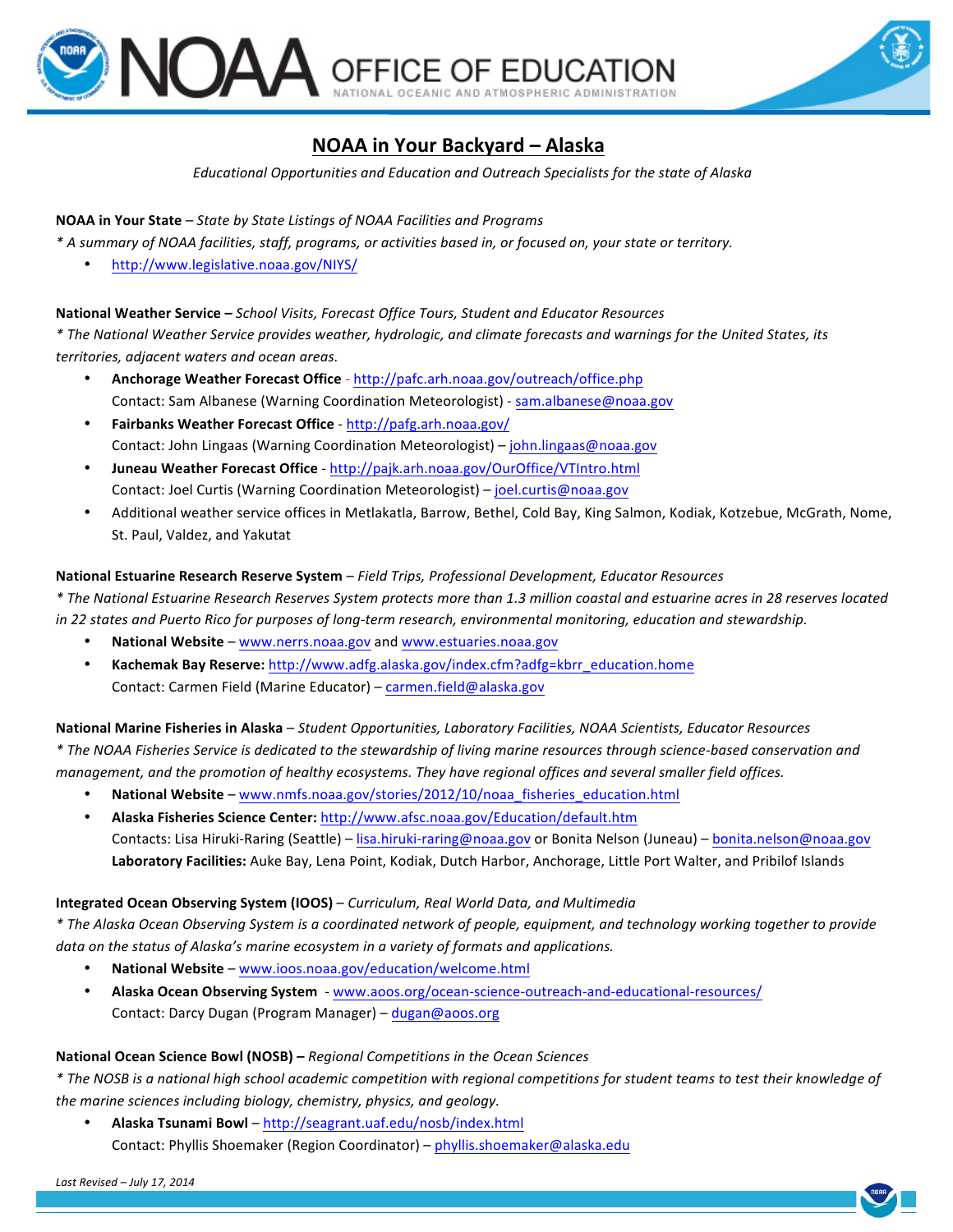# NOAA OFFICE OF EDUCATION

NATIONAL OCEANIC AND ATMOSPHERIC ADMINISTRATION

## NOAA in Your Backyard – Alaska

*Educational Opportunities and Education and Outreach Specialists for the state of Alaska*

**NOAA in Your State** – *State by State Listings of NOAA Facilities and Programs*

*\* A summary of NOAA facilities, staff, programs, or activities based in, or focused on, your state or territory.*

- http://www.legislative.noaa.gov/NIYS/

**National Weather Service –** *School Visits, Forecast Office Tours, Student and Educator Resources*

*\* The National Weather Service provides weather, hydrologic, and climate forecasts and warnings for the United States, its territories, adjacent waters and ocean areas.*

- **Anchorage Weather Forecast Office** - http://pafc.arh.noaa.gov/outreach/office.php
  Contact: Sam Albanese (Warning Coordination Meteorologist) - sam.albanese@noaa.gov
- **Fairbanks Weather Forecast Office** - http://pafg.arh.noaa.gov/
  Contact: John Lingaas (Warning Coordination Meteorologist) – john.lingaas@noaa.gov
- **Juneau Weather Forecast Office** - http://pajk.arh.noaa.gov/OurOffice/VTIntro.html
  Contact: Joel Curtis (Warning Coordination Meteorologist) – joel.curtis@noaa.gov
- Additional weather service offices in Metlakatla, Barrow, Bethel, Cold Bay, King Salmon, Kodiak, Kotzebue, McGrath, Nome, St. Paul, Valdez, and Yakutat

**National Estuarine Research Reserve System** – *Field Trips, Professional Development, Educator Resources*

*\* The National Estuarine Research Reserves System protects more than 1.3 million coastal and estuarine acres in 28 reserves located in 22 states and Puerto Rico for purposes of long-term research, environmental monitoring, education and stewardship.*

- **National Website** – www.nerrs.noaa.gov and www.estuaries.noaa.gov
- **Kachemak Bay Reserve:** http://www.adfg.alaska.gov/index.cfm?adfg=kbrr_education.home
  Contact: Carmen Field (Marine Educator) – carmen.field@alaska.gov

**National Marine Fisheries in Alaska** – *Student Opportunities, Laboratory Facilities, NOAA Scientists, Educator Resources*

*\* The NOAA Fisheries Service is dedicated to the stewardship of living marine resources through science-based conservation and management, and the promotion of healthy ecosystems. They have regional offices and several smaller field offices.*

- **National Website** – www.nmfs.noaa.gov/stories/2012/10/noaa_fisheries_education.html
- **Alaska Fisheries Science Center:** http://www.afsc.noaa.gov/Education/default.htm
  Contacts: Lisa Hiruki-Raring (Seattle) – lisa.hiruki-raring@noaa.gov or Bonita Nelson (Juneau) – bonita.nelson@noaa.gov
  **Laboratory Facilities:** Auke Bay, Lena Point, Kodiak, Dutch Harbor, Anchorage, Little Port Walter, and Pribilof Islands

**Integrated Ocean Observing System (IOOS)** – *Curriculum, Real World Data, and Multimedia*

*\* The Alaska Ocean Observing System is a coordinated network of people, equipment, and technology working together to provide data on the status of Alaska's marine ecosystem in a variety of formats and applications.*

- **National Website** – www.ioos.noaa.gov/education/welcome.html
- **Alaska Ocean Observing System** - www.aoos.org/ocean-science-outreach-and-educational-resources/
  Contact: Darcy Dugan (Program Manager) – dugan@aoos.org

**National Ocean Science Bowl (NOSB) –** *Regional Competitions in the Ocean Sciences*

*\* The NOSB is a national high school academic competition with regional competitions for student teams to test their knowledge of the marine sciences including biology, chemistry, physics, and geology.*

- **Alaska Tsunami Bowl** – http://seagrant.uaf.edu/nosb/index.html
  Contact: Phyllis Shoemaker (Region Coordinator) – phyllis.shoemaker@alaska.edu

*Last Revised – July 17, 2014*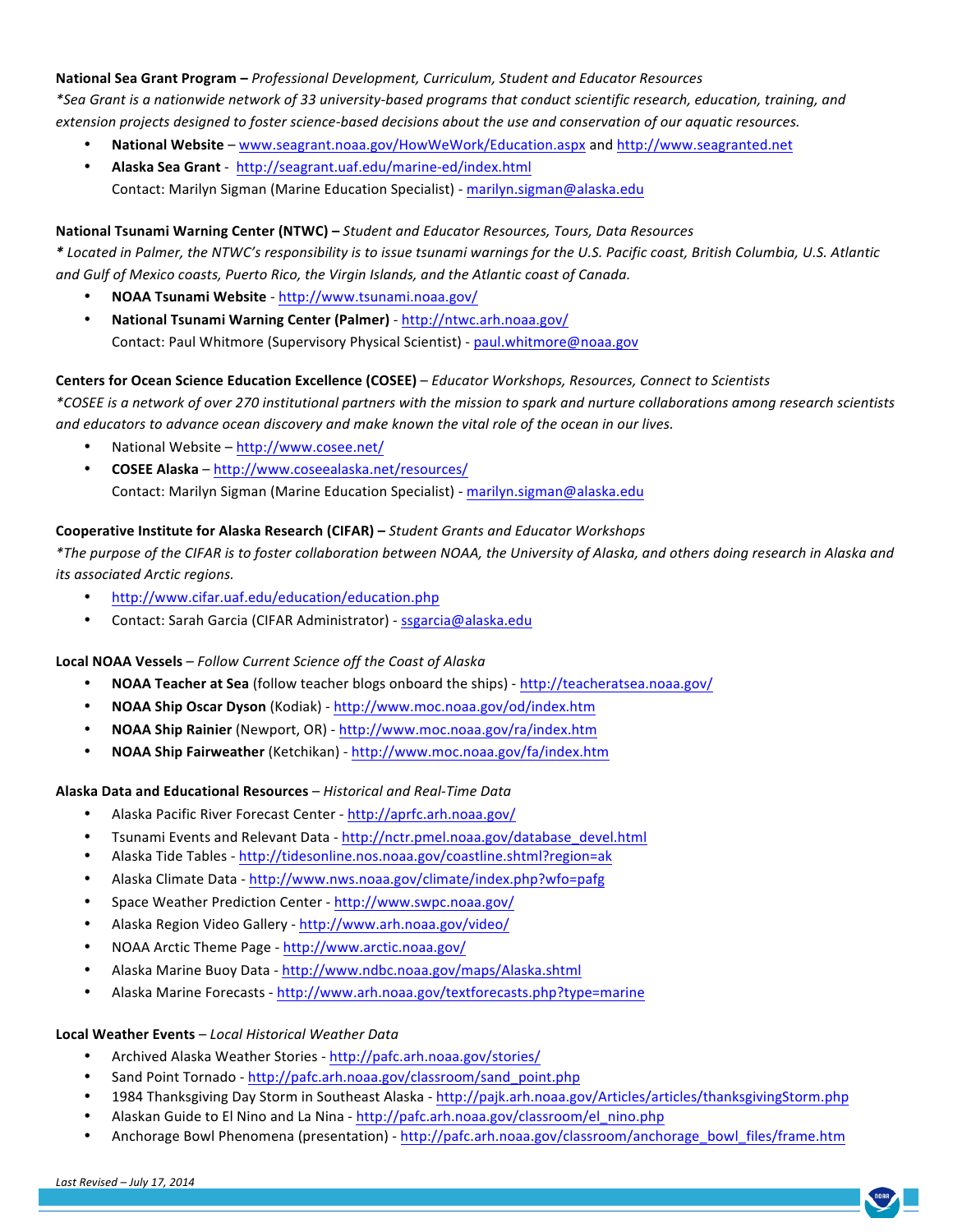**National Sea Grant Program –** *Professional Development, Curriculum, Student and Educator Resources*

*\*Sea Grant is a nationwide network of 33 university-based programs that conduct scientific research, education, training, and extension projects designed to foster science-based decisions about the use and conservation of our aquatic resources.*

- **National Website** – www.seagrant.noaa.gov/HowWeWork/Education.aspx and http://www.seagranted.net
- **Alaska Sea Grant** - http://seagrant.uaf.edu/marine-ed/index.html
  Contact: Marilyn Sigman (Marine Education Specialist) - marilyn.sigman@alaska.edu

**National Tsunami Warning Center (NTWC) –** *Student and Educator Resources, Tours, Data Resources*

*\* Located in Palmer, the NTWC's responsibility is to issue tsunami warnings for the U.S. Pacific coast, British Columbia, U.S. Atlantic and Gulf of Mexico coasts, Puerto Rico, the Virgin Islands, and the Atlantic coast of Canada.*

- **NOAA Tsunami Website** - http://www.tsunami.noaa.gov/
- **National Tsunami Warning Center (Palmer)** - http://ntwc.arh.noaa.gov/
  Contact: Paul Whitmore (Supervisory Physical Scientist) - paul.whitmore@noaa.gov

**Centers for Ocean Science Education Excellence (COSEE)** – *Educator Workshops, Resources, Connect to Scientists*

*\*COSEE is a network of over 270 institutional partners with the mission to spark and nurture collaborations among research scientists and educators to advance ocean discovery and make known the vital role of the ocean in our lives.*

- National Website – http://www.cosee.net/
- **COSEE Alaska** – http://www.coseealaska.net/resources/
  Contact: Marilyn Sigman (Marine Education Specialist) - marilyn.sigman@alaska.edu

**Cooperative Institute for Alaska Research (CIFAR) –** *Student Grants and Educator Workshops*

*\*The purpose of the CIFAR is to foster collaboration between NOAA, the University of Alaska, and others doing research in Alaska and its associated Arctic regions.*

- http://www.cifar.uaf.edu/education/education.php
- Contact: Sarah Garcia (CIFAR Administrator) - ssgarcia@alaska.edu

**Local NOAA Vessels** – *Follow Current Science off the Coast of Alaska*

- **NOAA Teacher at Sea** (follow teacher blogs onboard the ships) - http://teacheratsea.noaa.gov/
- **NOAA Ship Oscar Dyson** (Kodiak) - http://www.moc.noaa.gov/od/index.htm
- **NOAA Ship Rainier** (Newport, OR) - http://www.moc.noaa.gov/ra/index.htm
- **NOAA Ship Fairweather** (Ketchikan) - http://www.moc.noaa.gov/fa/index.htm

**Alaska Data and Educational Resources** – *Historical and Real-Time Data*

- Alaska Pacific River Forecast Center - http://aprfc.arh.noaa.gov/
- Tsunami Events and Relevant Data - http://nctr.pmel.noaa.gov/database_devel.html
- Alaska Tide Tables - http://tidesonline.nos.noaa.gov/coastline.shtml?region=ak
- Alaska Climate Data - http://www.nws.noaa.gov/climate/index.php?wfo=pafg
- Space Weather Prediction Center - http://www.swpc.noaa.gov/
- Alaska Region Video Gallery - http://www.arh.noaa.gov/video/
- NOAA Arctic Theme Page - http://www.arctic.noaa.gov/
- Alaska Marine Buoy Data - http://www.ndbc.noaa.gov/maps/Alaska.shtml
- Alaska Marine Forecasts - http://www.arh.noaa.gov/textforecasts.php?type=marine

**Local Weather Events** – *Local Historical Weather Data*

- Archived Alaska Weather Stories - http://pafc.arh.noaa.gov/stories/
- Sand Point Tornado - http://pafc.arh.noaa.gov/classroom/sand_point.php
- 1984 Thanksgiving Day Storm in Southeast Alaska - http://pajk.arh.noaa.gov/Articles/articles/thanksgivingStorm.php
- Alaskan Guide to El Nino and La Nina - http://pafc.arh.noaa.gov/classroom/el_nino.php
- Anchorage Bowl Phenomena (presentation) - http://pafc.arh.noaa.gov/classroom/anchorage_bowl_files/frame.htm

*Last Revised – July 17, 2014*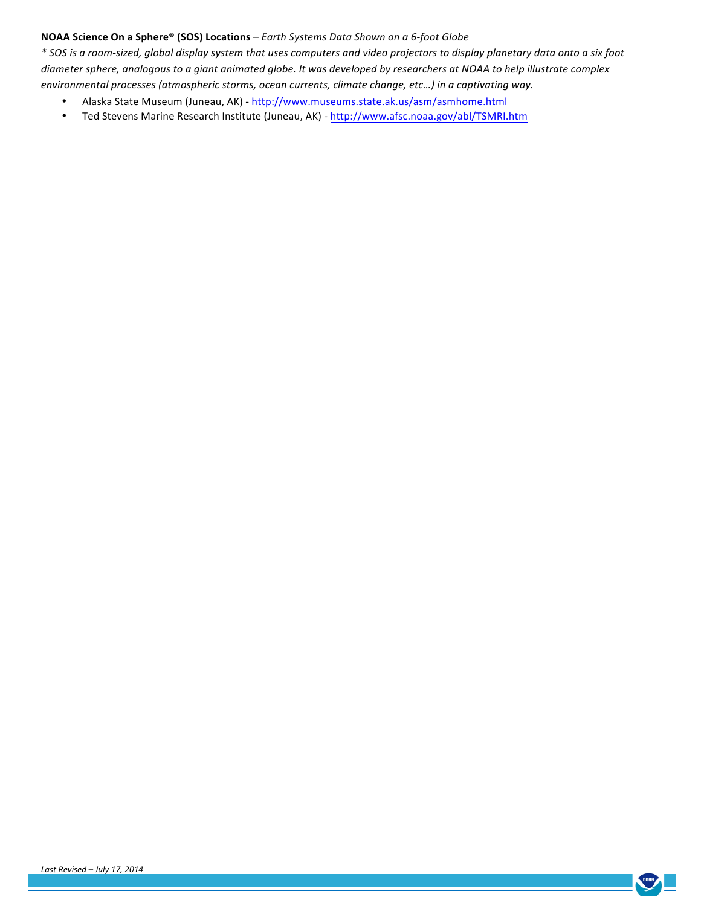**NOAA Science On a Sphere® (SOS) Locations** – *Earth Systems Data Shown on a 6-foot Globe*

*\* SOS is a room-sized, global display system that uses computers and video projectors to display planetary data onto a six foot diameter sphere, analogous to a giant animated globe. It was developed by researchers at NOAA to help illustrate complex environmental processes (atmospheric storms, ocean currents, climate change, etc…) in a captivating way.*

- Alaska State Museum (Juneau, AK) - http://www.museums.state.ak.us/asm/asmhome.html
- Ted Stevens Marine Research Institute (Juneau, AK) - http://www.afsc.noaa.gov/abl/TSMRI.htm

*Last Revised – July 17, 2014*